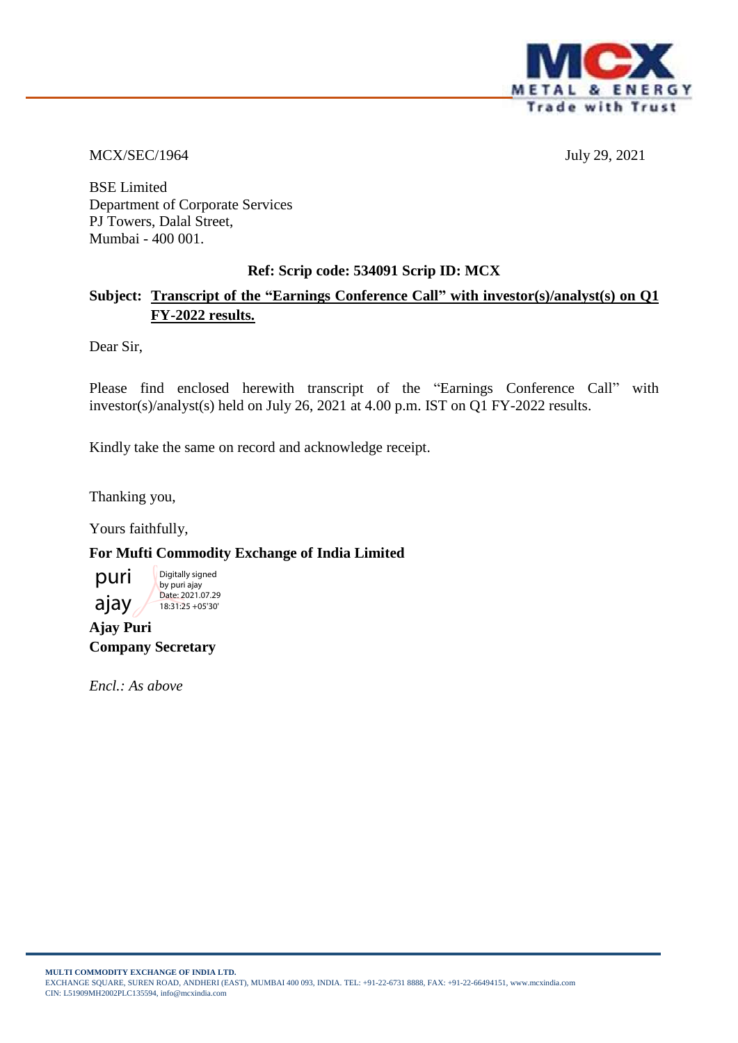MCX/SEC/1964 July 29, 2021

BSE Limited
Department of Corporate Services
PJ Towers, Dalal Street,
Mumbai - 400 001.

**Ref: Scrip code: 534091 Scrip ID: MCX**

**Subject: <u>Transcript of the "Earnings Conference Call" with investor(s)/analyst(s) on Q1 FY-2022 results.</u>**

Dear Sir,

Please find enclosed herewith transcript of the "Earnings Conference Call" with investor(s)/analyst(s) held on July 26, 2021 at 4.00 p.m. IST on Q1 FY-2022 results.

Kindly take the same on record and acknowledge receipt.

Thanking you,

Yours faithfully,

**For Mufti Commodity Exchange of India Limited**

puri ajay
Digitally signed by puri ajay
Date: 2021.07.29 18:31:25 +05'30'

**Ajay Puri**
**Company Secretary**

*Encl.: As above*

**MULTI COMMODITY EXCHANGE OF INDIA LTD.**
EXCHANGE SQUARE, SUREN ROAD, ANDHERI (EAST), MUMBAI 400 093, INDIA. TEL: +91-22-6731 8888, FAX: +91-22-66494151, www.mcxindia.com
CIN: L51909MH2002PLC135594, info@mcxindia.com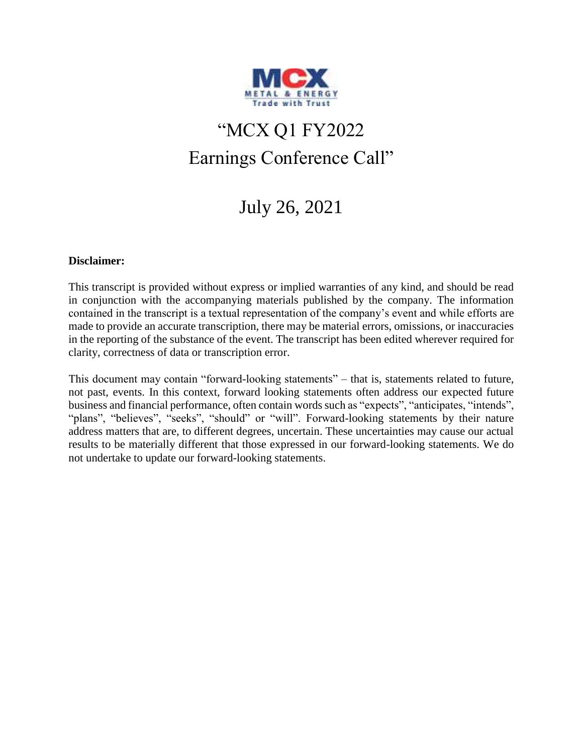# "MCX Q1 FY2022 Earnings Conference Call"

# July 26, 2021

**Disclaimer:**

This transcript is provided without express or implied warranties of any kind, and should be read in conjunction with the accompanying materials published by the company. The information contained in the transcript is a textual representation of the company's event and while efforts are made to provide an accurate transcription, there may be material errors, omissions, or inaccuracies in the reporting of the substance of the event. The transcript has been edited wherever required for clarity, correctness of data or transcription error.

This document may contain "forward-looking statements" – that is, statements related to future, not past, events. In this context, forward looking statements often address our expected future business and financial performance, often contain words such as "expects", "anticipates, "intends", "plans", "believes", "seeks", "should" or "will". Forward-looking statements by their nature address matters that are, to different degrees, uncertain. These uncertainties may cause our actual results to be materially different that those expressed in our forward-looking statements. We do not undertake to update our forward-looking statements.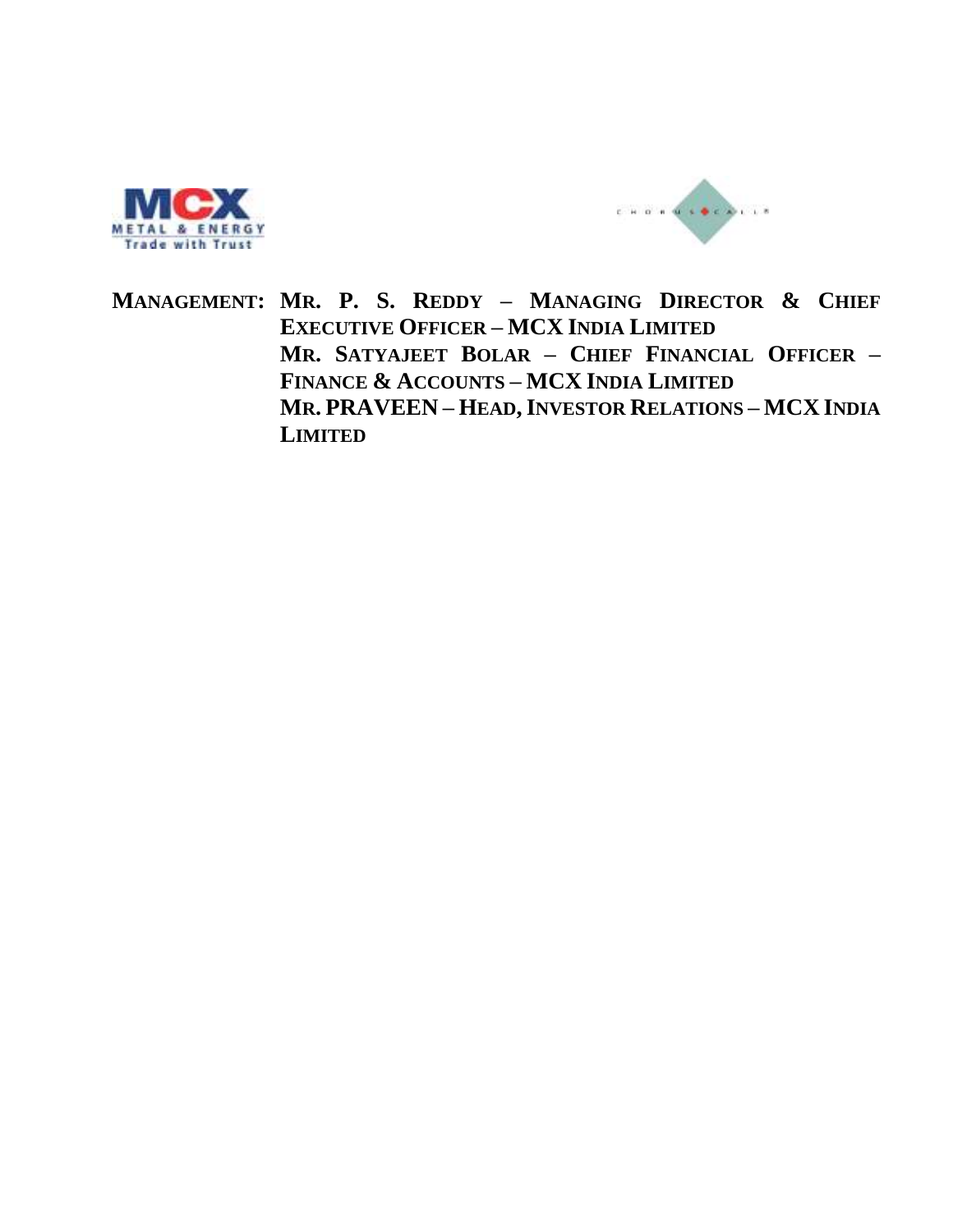**MANAGEMENT:** **MR. P. S. REDDY – MANAGING DIRECTOR & CHIEF EXECUTIVE OFFICER – MCX INDIA LIMITED**
**MR. SATYAJEET BOLAR – CHIEF FINANCIAL OFFICER – FINANCE & ACCOUNTS – MCX INDIA LIMITED**
**MR. PRAVEEN – HEAD, INVESTOR RELATIONS – MCX INDIA LIMITED**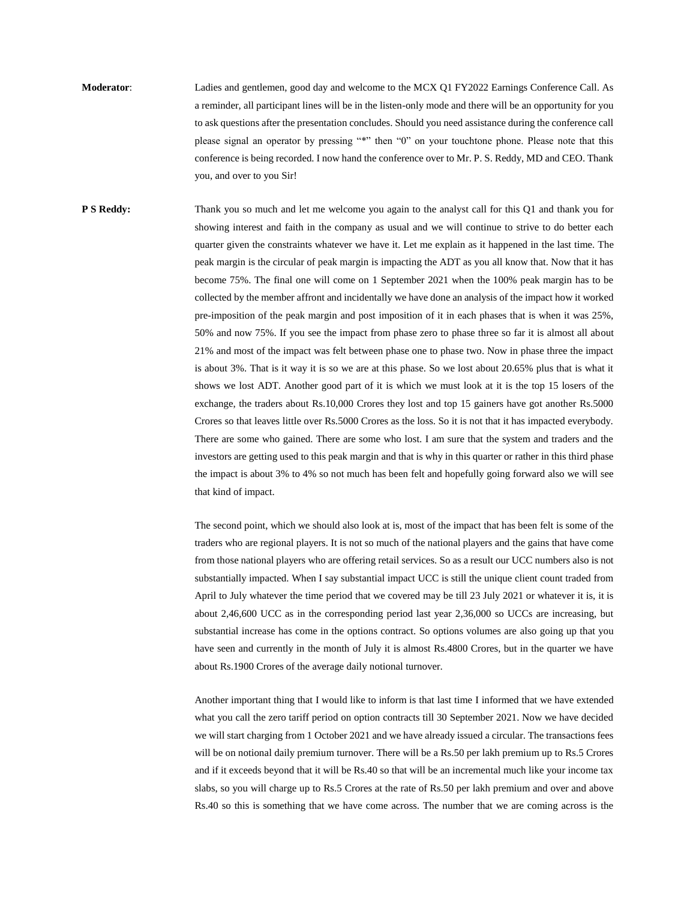**Moderator**: Ladies and gentlemen, good day and welcome to the MCX Q1 FY2022 Earnings Conference Call. As a reminder, all participant lines will be in the listen-only mode and there will be an opportunity for you to ask questions after the presentation concludes. Should you need assistance during the conference call please signal an operator by pressing "*" then "0" on your touchtone phone. Please note that this conference is being recorded. I now hand the conference over to Mr. P. S. Reddy, MD and CEO. Thank you, and over to you Sir!

**P S Reddy:** Thank you so much and let me welcome you again to the analyst call for this Q1 and thank you for showing interest and faith in the company as usual and we will continue to strive to do better each quarter given the constraints whatever we have it. Let me explain as it happened in the last time. The peak margin is the circular of peak margin is impacting the ADT as you all know that. Now that it has become 75%. The final one will come on 1 September 2021 when the 100% peak margin has to be collected by the member affront and incidentally we have done an analysis of the impact how it worked pre-imposition of the peak margin and post imposition of it in each phases that is when it was 25%, 50% and now 75%. If you see the impact from phase zero to phase three so far it is almost all about 21% and most of the impact was felt between phase one to phase two. Now in phase three the impact is about 3%. That is it way it is so we are at this phase. So we lost about 20.65% plus that is what it shows we lost ADT. Another good part of it is which we must look at it is the top 15 losers of the exchange, the traders about Rs.10,000 Crores they lost and top 15 gainers have got another Rs.5000 Crores so that leaves little over Rs.5000 Crores as the loss. So it is not that it has impacted everybody. There are some who gained. There are some who lost. I am sure that the system and traders and the investors are getting used to this peak margin and that is why in this quarter or rather in this third phase the impact is about 3% to 4% so not much has been felt and hopefully going forward also we will see that kind of impact.

The second point, which we should also look at is, most of the impact that has been felt is some of the traders who are regional players. It is not so much of the national players and the gains that have come from those national players who are offering retail services. So as a result our UCC numbers also is not substantially impacted. When I say substantial impact UCC is still the unique client count traded from April to July whatever the time period that we covered may be till 23 July 2021 or whatever it is, it is about 2,46,600 UCC as in the corresponding period last year 2,36,000 so UCCs are increasing, but substantial increase has come in the options contract. So options volumes are also going up that you have seen and currently in the month of July it is almost Rs.4800 Crores, but in the quarter we have about Rs.1900 Crores of the average daily notional turnover.

Another important thing that I would like to inform is that last time I informed that we have extended what you call the zero tariff period on option contracts till 30 September 2021. Now we have decided we will start charging from 1 October 2021 and we have already issued a circular. The transactions fees will be on notional daily premium turnover. There will be a Rs.50 per lakh premium up to Rs.5 Crores and if it exceeds beyond that it will be Rs.40 so that will be an incremental much like your income tax slabs, so you will charge up to Rs.5 Crores at the rate of Rs.50 per lakh premium and over and above Rs.40 so this is something that we have come across. The number that we are coming across is the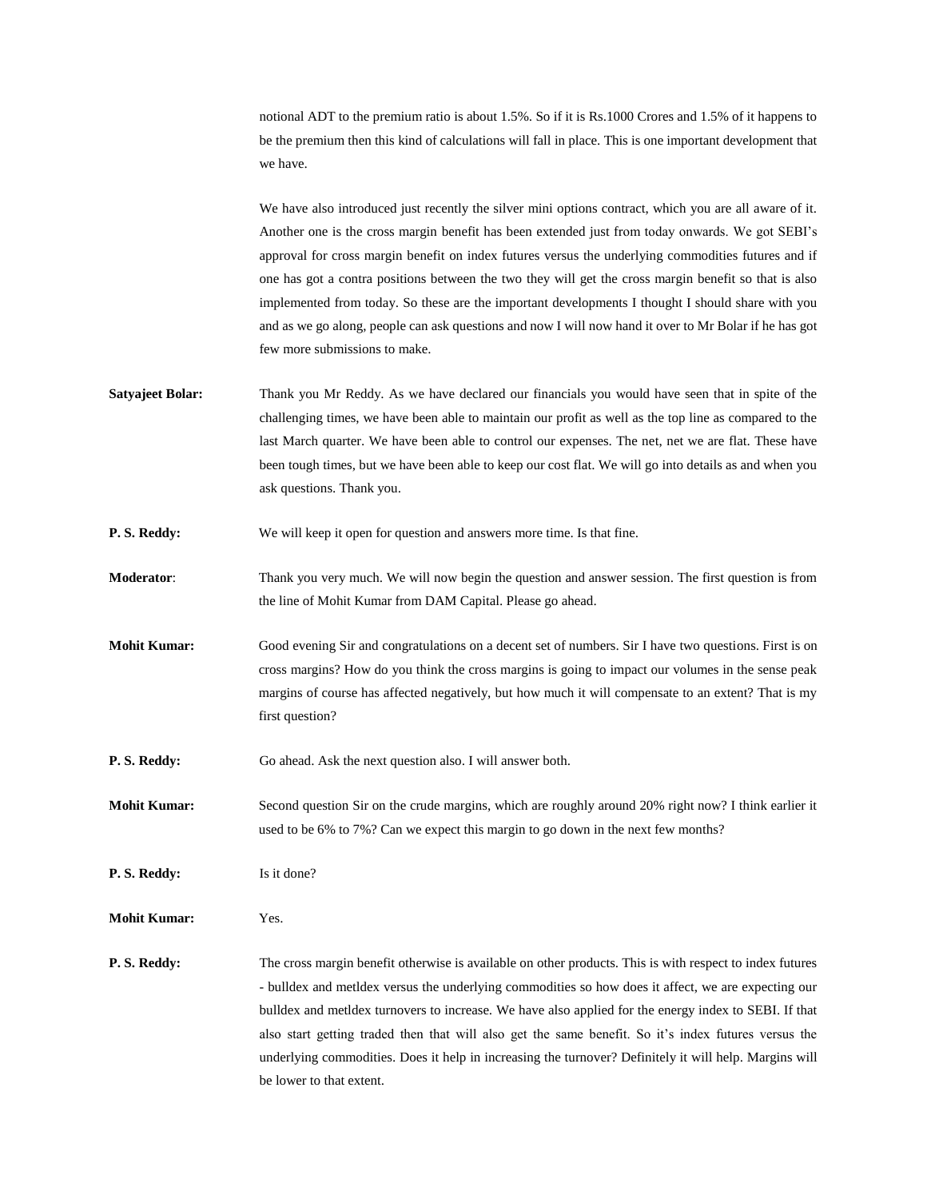notional ADT to the premium ratio is about 1.5%. So if it is Rs.1000 Crores and 1.5% of it happens to be the premium then this kind of calculations will fall in place. This is one important development that we have.

We have also introduced just recently the silver mini options contract, which you are all aware of it. Another one is the cross margin benefit has been extended just from today onwards. We got SEBI's approval for cross margin benefit on index futures versus the underlying commodities futures and if one has got a contra positions between the two they will get the cross margin benefit so that is also implemented from today. So these are the important developments I thought I should share with you and as we go along, people can ask questions and now I will now hand it over to Mr Bolar if he has got few more submissions to make.

**Satyajeet Bolar:** Thank you Mr Reddy. As we have declared our financials you would have seen that in spite of the challenging times, we have been able to maintain our profit as well as the top line as compared to the last March quarter. We have been able to control our expenses. The net, net we are flat. These have been tough times, but we have been able to keep our cost flat. We will go into details as and when you ask questions. Thank you.

**P. S. Reddy:** We will keep it open for question and answers more time. Is that fine.

**Moderator**: Thank you very much. We will now begin the question and answer session. The first question is from the line of Mohit Kumar from DAM Capital. Please go ahead.

**Mohit Kumar:** Good evening Sir and congratulations on a decent set of numbers. Sir I have two questions. First is on cross margins? How do you think the cross margins is going to impact our volumes in the sense peak margins of course has affected negatively, but how much it will compensate to an extent? That is my first question?

**P. S. Reddy:** Go ahead. Ask the next question also. I will answer both.

**Mohit Kumar:** Second question Sir on the crude margins, which are roughly around 20% right now? I think earlier it used to be 6% to 7%? Can we expect this margin to go down in the next few months?

**P. S. Reddy:** Is it done?

**Mohit Kumar:** Yes.

**P. S. Reddy:** The cross margin benefit otherwise is available on other products. This is with respect to index futures - bulldex and metldex versus the underlying commodities so how does it affect, we are expecting our bulldex and metldex turnovers to increase. We have also applied for the energy index to SEBI. If that also start getting traded then that will also get the same benefit. So it's index futures versus the underlying commodities. Does it help in increasing the turnover? Definitely it will help. Margins will be lower to that extent.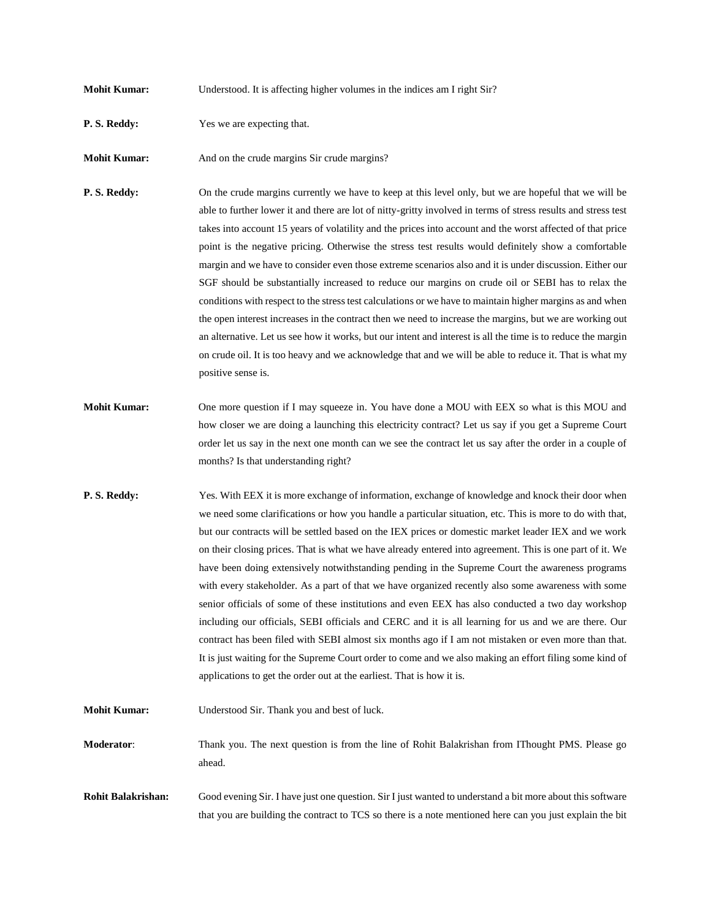**Mohit Kumar:** Understood. It is affecting higher volumes in the indices am I right Sir?

**P. S. Reddy:** Yes we are expecting that.

**Mohit Kumar:** And on the crude margins Sir crude margins?

**P. S. Reddy:** On the crude margins currently we have to keep at this level only, but we are hopeful that we will be able to further lower it and there are lot of nitty-gritty involved in terms of stress results and stress test takes into account 15 years of volatility and the prices into account and the worst affected of that price point is the negative pricing. Otherwise the stress test results would definitely show a comfortable margin and we have to consider even those extreme scenarios also and it is under discussion. Either our SGF should be substantially increased to reduce our margins on crude oil or SEBI has to relax the conditions with respect to the stress test calculations or we have to maintain higher margins as and when the open interest increases in the contract then we need to increase the margins, but we are working out an alternative. Let us see how it works, but our intent and interest is all the time is to reduce the margin on crude oil. It is too heavy and we acknowledge that and we will be able to reduce it. That is what my positive sense is.

**Mohit Kumar:** One more question if I may squeeze in. You have done a MOU with EEX so what is this MOU and how closer we are doing a launching this electricity contract? Let us say if you get a Supreme Court order let us say in the next one month can we see the contract let us say after the order in a couple of months? Is that understanding right?

**P. S. Reddy:** Yes. With EEX it is more exchange of information, exchange of knowledge and knock their door when we need some clarifications or how you handle a particular situation, etc. This is more to do with that, but our contracts will be settled based on the IEX prices or domestic market leader IEX and we work on their closing prices. That is what we have already entered into agreement. This is one part of it. We have been doing extensively notwithstanding pending in the Supreme Court the awareness programs with every stakeholder. As a part of that we have organized recently also some awareness with some senior officials of some of these institutions and even EEX has also conducted a two day workshop including our officials, SEBI officials and CERC and it is all learning for us and we are there. Our contract has been filed with SEBI almost six months ago if I am not mistaken or even more than that. It is just waiting for the Supreme Court order to come and we also making an effort filing some kind of applications to get the order out at the earliest. That is how it is.

**Mohit Kumar:** Understood Sir. Thank you and best of luck.

**Moderator**: Thank you. The next question is from the line of Rohit Balakrishan from IThought PMS. Please go ahead.

**Rohit Balakrishan:** Good evening Sir. I have just one question. Sir I just wanted to understand a bit more about this software that you are building the contract to TCS so there is a note mentioned here can you just explain the bit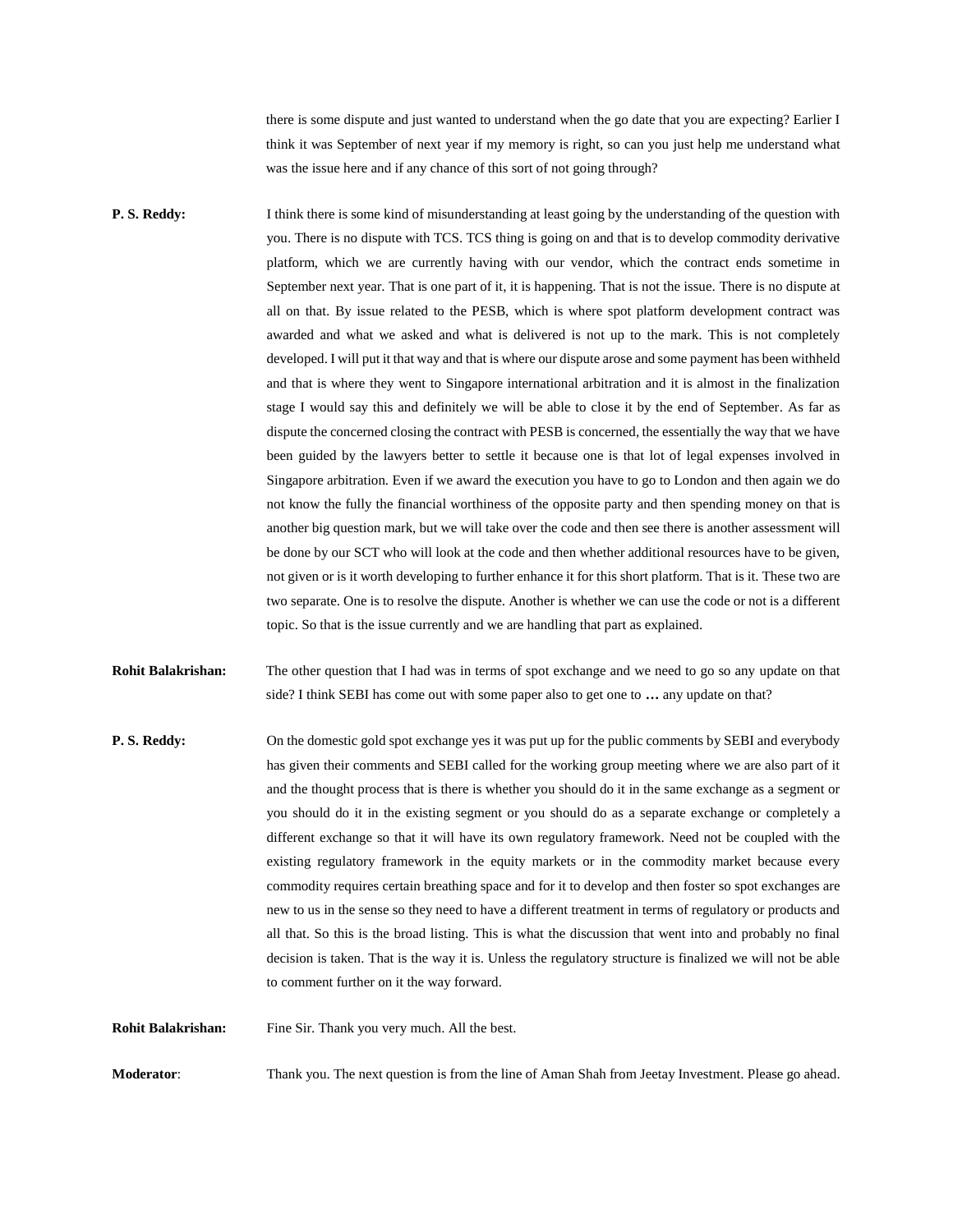there is some dispute and just wanted to understand when the go date that you are expecting? Earlier I think it was September of next year if my memory is right, so can you just help me understand what was the issue here and if any chance of this sort of not going through?

**P. S. Reddy:** I think there is some kind of misunderstanding at least going by the understanding of the question with you. There is no dispute with TCS. TCS thing is going on and that is to develop commodity derivative platform, which we are currently having with our vendor, which the contract ends sometime in September next year. That is one part of it, it is happening. That is not the issue. There is no dispute at all on that. By issue related to the PESB, which is where spot platform development contract was awarded and what we asked and what is delivered is not up to the mark. This is not completely developed. I will put it that way and that is where our dispute arose and some payment has been withheld and that is where they went to Singapore international arbitration and it is almost in the finalization stage I would say this and definitely we will be able to close it by the end of September. As far as dispute the concerned closing the contract with PESB is concerned, the essentially the way that we have been guided by the lawyers better to settle it because one is that lot of legal expenses involved in Singapore arbitration. Even if we award the execution you have to go to London and then again we do not know the fully the financial worthiness of the opposite party and then spending money on that is another big question mark, but we will take over the code and then see there is another assessment will be done by our SCT who will look at the code and then whether additional resources have to be given, not given or is it worth developing to further enhance it for this short platform. That is it. These two are two separate. One is to resolve the dispute. Another is whether we can use the code or not is a different topic. So that is the issue currently and we are handling that part as explained.

**Rohit Balakrishan:** The other question that I had was in terms of spot exchange and we need to go so any update on that side? I think SEBI has come out with some paper also to get one to **…** any update on that?

**P. S. Reddy:** On the domestic gold spot exchange yes it was put up for the public comments by SEBI and everybody has given their comments and SEBI called for the working group meeting where we are also part of it and the thought process that is there is whether you should do it in the same exchange as a segment or you should do it in the existing segment or you should do as a separate exchange or completely a different exchange so that it will have its own regulatory framework. Need not be coupled with the existing regulatory framework in the equity markets or in the commodity market because every commodity requires certain breathing space and for it to develop and then foster so spot exchanges are new to us in the sense so they need to have a different treatment in terms of regulatory or products and all that. So this is the broad listing. This is what the discussion that went into and probably no final decision is taken. That is the way it is. Unless the regulatory structure is finalized we will not be able to comment further on it the way forward.

**Rohit Balakrishan:** Fine Sir. Thank you very much. All the best.

**Moderator**: Thank you. The next question is from the line of Aman Shah from Jeetay Investment. Please go ahead.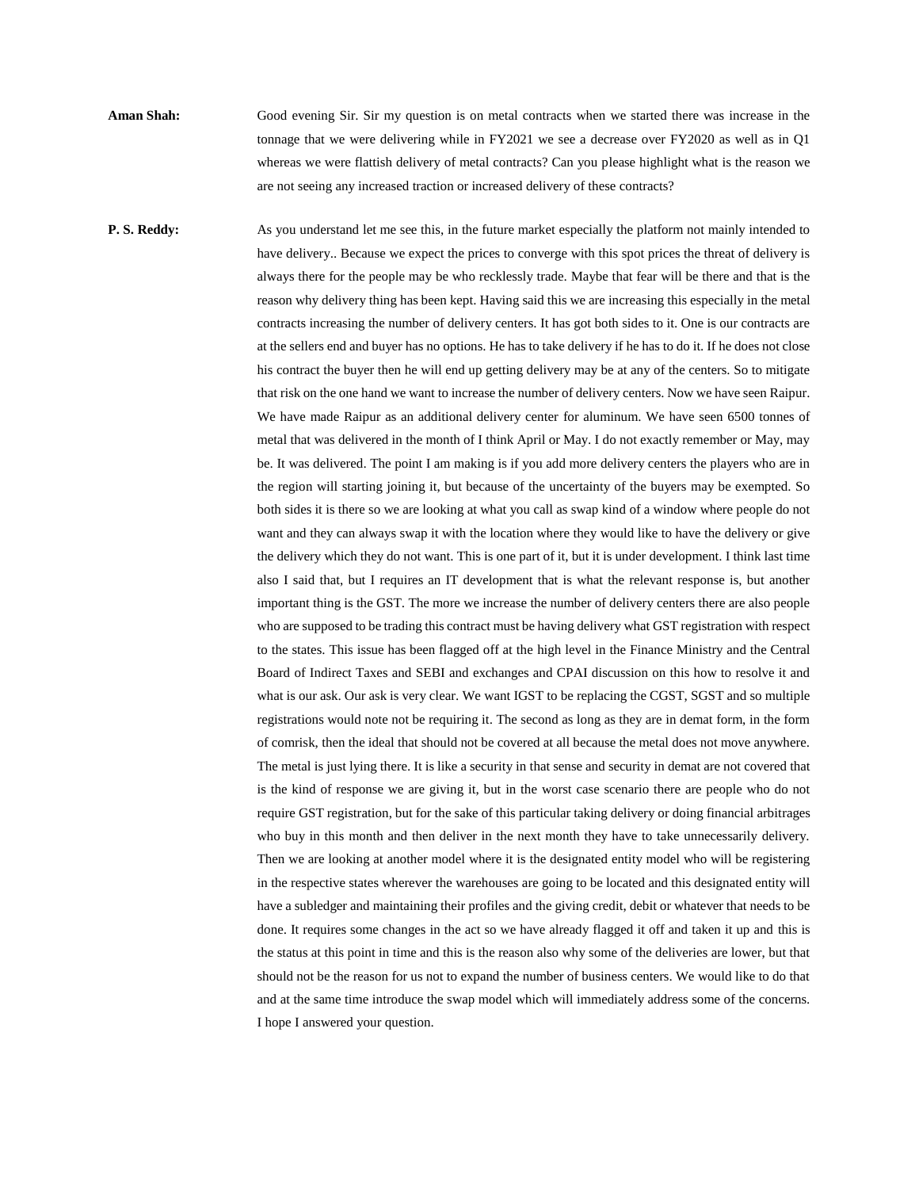**Aman Shah:** Good evening Sir. Sir my question is on metal contracts when we started there was increase in the tonnage that we were delivering while in FY2021 we see a decrease over FY2020 as well as in Q1 whereas we were flattish delivery of metal contracts? Can you please highlight what is the reason we are not seeing any increased traction or increased delivery of these contracts?

**P. S. Reddy:** As you understand let me see this, in the future market especially the platform not mainly intended to have delivery.. Because we expect the prices to converge with this spot prices the threat of delivery is always there for the people may be who recklessly trade. Maybe that fear will be there and that is the reason why delivery thing has been kept. Having said this we are increasing this especially in the metal contracts increasing the number of delivery centers. It has got both sides to it. One is our contracts are at the sellers end and buyer has no options. He has to take delivery if he has to do it. If he does not close his contract the buyer then he will end up getting delivery may be at any of the centers. So to mitigate that risk on the one hand we want to increase the number of delivery centers. Now we have seen Raipur. We have made Raipur as an additional delivery center for aluminum. We have seen 6500 tonnes of metal that was delivered in the month of I think April or May. I do not exactly remember or May, may be. It was delivered. The point I am making is if you add more delivery centers the players who are in the region will starting joining it, but because of the uncertainty of the buyers may be exempted. So both sides it is there so we are looking at what you call as swap kind of a window where people do not want and they can always swap it with the location where they would like to have the delivery or give the delivery which they do not want. This is one part of it, but it is under development. I think last time also I said that, but I requires an IT development that is what the relevant response is, but another important thing is the GST. The more we increase the number of delivery centers there are also people who are supposed to be trading this contract must be having delivery what GST registration with respect to the states. This issue has been flagged off at the high level in the Finance Ministry and the Central Board of Indirect Taxes and SEBI and exchanges and CPAI discussion on this how to resolve it and what is our ask. Our ask is very clear. We want IGST to be replacing the CGST, SGST and so multiple registrations would note not be requiring it. The second as long as they are in demat form, in the form of comrisk, then the ideal that should not be covered at all because the metal does not move anywhere. The metal is just lying there. It is like a security in that sense and security in demat are not covered that is the kind of response we are giving it, but in the worst case scenario there are people who do not require GST registration, but for the sake of this particular taking delivery or doing financial arbitrages who buy in this month and then deliver in the next month they have to take unnecessarily delivery. Then we are looking at another model where it is the designated entity model who will be registering in the respective states wherever the warehouses are going to be located and this designated entity will have a subledger and maintaining their profiles and the giving credit, debit or whatever that needs to be done. It requires some changes in the act so we have already flagged it off and taken it up and this is the status at this point in time and this is the reason also why some of the deliveries are lower, but that should not be the reason for us not to expand the number of business centers. We would like to do that and at the same time introduce the swap model which will immediately address some of the concerns. I hope I answered your question.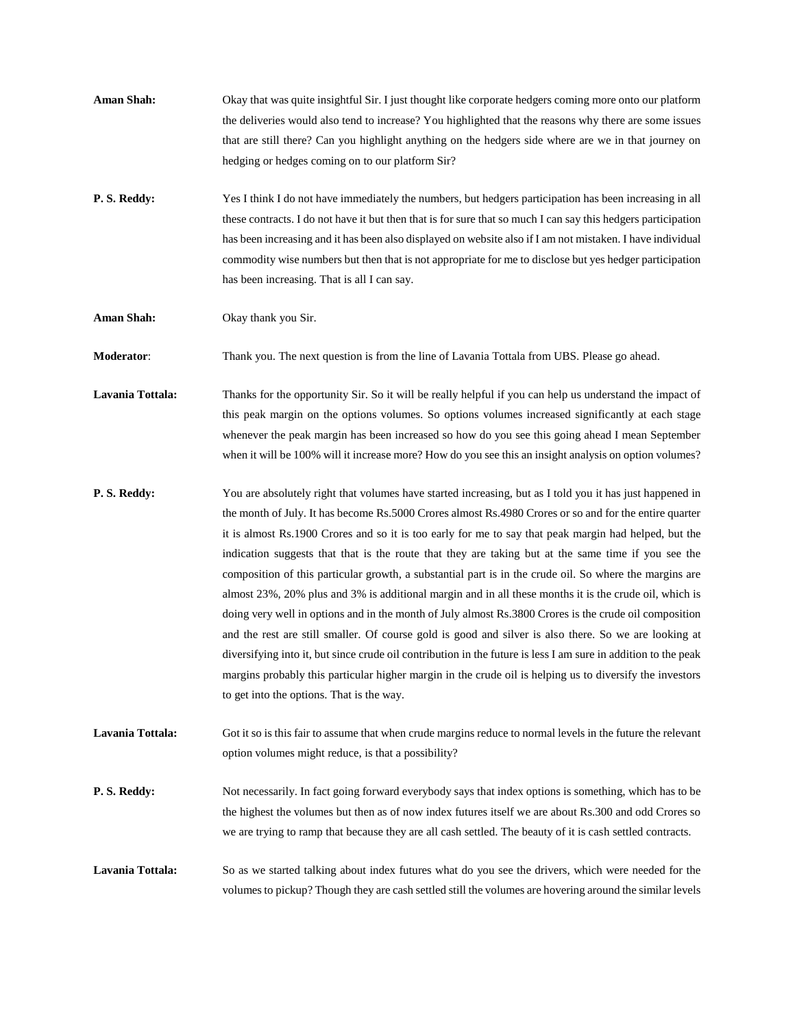**Aman Shah:** Okay that was quite insightful Sir. I just thought like corporate hedgers coming more onto our platform the deliveries would also tend to increase? You highlighted that the reasons why there are some issues that are still there? Can you highlight anything on the hedgers side where are we in that journey on hedging or hedges coming on to our platform Sir?

**P. S. Reddy:** Yes I think I do not have immediately the numbers, but hedgers participation has been increasing in all these contracts. I do not have it but then that is for sure that so much I can say this hedgers participation has been increasing and it has been also displayed on website also if I am not mistaken. I have individual commodity wise numbers but then that is not appropriate for me to disclose but yes hedger participation has been increasing. That is all I can say.

**Aman Shah:** Okay thank you Sir.

**Moderator**: Thank you. The next question is from the line of Lavania Tottala from UBS. Please go ahead.

**Lavania Tottala:** Thanks for the opportunity Sir. So it will be really helpful if you can help us understand the impact of this peak margin on the options volumes. So options volumes increased significantly at each stage whenever the peak margin has been increased so how do you see this going ahead I mean September when it will be 100% will it increase more? How do you see this an insight analysis on option volumes?

**P. S. Reddy:** You are absolutely right that volumes have started increasing, but as I told you it has just happened in the month of July. It has become Rs.5000 Crores almost Rs.4980 Crores or so and for the entire quarter it is almost Rs.1900 Crores and so it is too early for me to say that peak margin had helped, but the indication suggests that that is the route that they are taking but at the same time if you see the composition of this particular growth, a substantial part is in the crude oil. So where the margins are almost 23%, 20% plus and 3% is additional margin and in all these months it is the crude oil, which is doing very well in options and in the month of July almost Rs.3800 Crores is the crude oil composition and the rest are still smaller. Of course gold is good and silver is also there. So we are looking at diversifying into it, but since crude oil contribution in the future is less I am sure in addition to the peak margins probably this particular higher margin in the crude oil is helping us to diversify the investors to get into the options. That is the way.

**Lavania Tottala:** Got it so is this fair to assume that when crude margins reduce to normal levels in the future the relevant option volumes might reduce, is that a possibility?

**P. S. Reddy:** Not necessarily. In fact going forward everybody says that index options is something, which has to be the highest the volumes but then as of now index futures itself we are about Rs.300 and odd Crores so we are trying to ramp that because they are all cash settled. The beauty of it is cash settled contracts.

**Lavania Tottala:** So as we started talking about index futures what do you see the drivers, which were needed for the volumes to pickup? Though they are cash settled still the volumes are hovering around the similar levels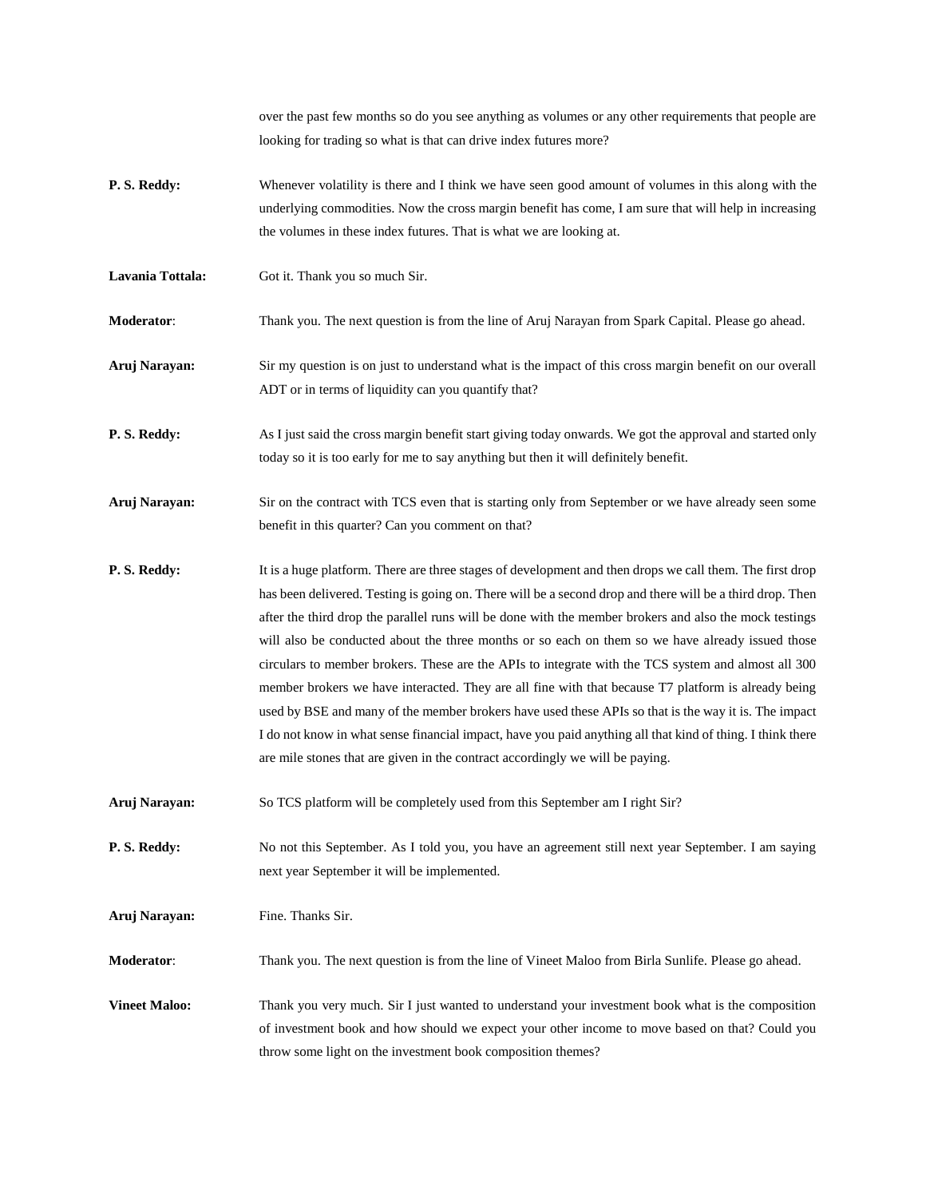over the past few months so do you see anything as volumes or any other requirements that people are looking for trading so what is that can drive index futures more?

**P. S. Reddy:** Whenever volatility is there and I think we have seen good amount of volumes in this along with the underlying commodities. Now the cross margin benefit has come, I am sure that will help in increasing the volumes in these index futures. That is what we are looking at.

**Lavania Tottala:** Got it. Thank you so much Sir.

**Moderator**: Thank you. The next question is from the line of Aruj Narayan from Spark Capital. Please go ahead.

**Aruj Narayan:** Sir my question is on just to understand what is the impact of this cross margin benefit on our overall ADT or in terms of liquidity can you quantify that?

**P. S. Reddy:** As I just said the cross margin benefit start giving today onwards. We got the approval and started only today so it is too early for me to say anything but then it will definitely benefit.

**Aruj Narayan:** Sir on the contract with TCS even that is starting only from September or we have already seen some benefit in this quarter? Can you comment on that?

**P. S. Reddy:** It is a huge platform. There are three stages of development and then drops we call them. The first drop has been delivered. Testing is going on. There will be a second drop and there will be a third drop. Then after the third drop the parallel runs will be done with the member brokers and also the mock testings will also be conducted about the three months or so each on them so we have already issued those circulars to member brokers. These are the APIs to integrate with the TCS system and almost all 300 member brokers we have interacted. They are all fine with that because T7 platform is already being used by BSE and many of the member brokers have used these APIs so that is the way it is. The impact I do not know in what sense financial impact, have you paid anything all that kind of thing. I think there are mile stones that are given in the contract accordingly we will be paying.

**Aruj Narayan:** So TCS platform will be completely used from this September am I right Sir?

**P. S. Reddy:** No not this September. As I told you, you have an agreement still next year September. I am saying next year September it will be implemented.

**Aruj Narayan:** Fine. Thanks Sir.

**Moderator**: Thank you. The next question is from the line of Vineet Maloo from Birla Sunlife. Please go ahead.

**Vineet Maloo:** Thank you very much. Sir I just wanted to understand your investment book what is the composition of investment book and how should we expect your other income to move based on that? Could you throw some light on the investment book composition themes?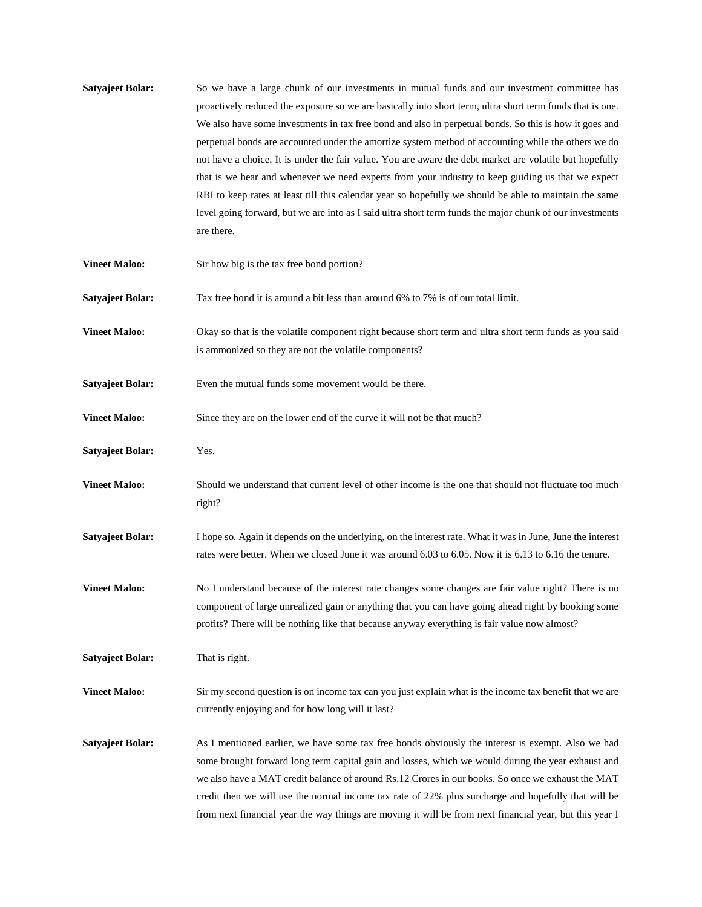**Satyajeet Bolar:** So we have a large chunk of our investments in mutual funds and our investment committee has proactively reduced the exposure so we are basically into short term, ultra short term funds that is one. We also have some investments in tax free bond and also in perpetual bonds. So this is how it goes and perpetual bonds are accounted under the amortize system method of accounting while the others we do not have a choice. It is under the fair value. You are aware the debt market are volatile but hopefully that is we hear and whenever we need experts from your industry to keep guiding us that we expect RBI to keep rates at least till this calendar year so hopefully we should be able to maintain the same level going forward, but we are into as I said ultra short term funds the major chunk of our investments are there.

**Vineet Maloo:** Sir how big is the tax free bond portion?

**Satyajeet Bolar:** Tax free bond it is around a bit less than around 6% to 7% is of our total limit.

**Vineet Maloo:** Okay so that is the volatile component right because short term and ultra short term funds as you said is ammonized so they are not the volatile components?

**Satyajeet Bolar:** Even the mutual funds some movement would be there.

**Vineet Maloo:** Since they are on the lower end of the curve it will not be that much?

**Satyajeet Bolar:** Yes.

**Vineet Maloo:** Should we understand that current level of other income is the one that should not fluctuate too much right?

**Satyajeet Bolar:** I hope so. Again it depends on the underlying, on the interest rate. What it was in June, June the interest rates were better. When we closed June it was around 6.03 to 6.05. Now it is 6.13 to 6.16 the tenure.

**Vineet Maloo:** No I understand because of the interest rate changes some changes are fair value right? There is no component of large unrealized gain or anything that you can have going ahead right by booking some profits? There will be nothing like that because anyway everything is fair value now almost?

**Satyajeet Bolar:** That is right.

**Vineet Maloo:** Sir my second question is on income tax can you just explain what is the income tax benefit that we are currently enjoying and for how long will it last?

**Satyajeet Bolar:** As I mentioned earlier, we have some tax free bonds obviously the interest is exempt. Also we had some brought forward long term capital gain and losses, which we would during the year exhaust and we also have a MAT credit balance of around Rs.12 Crores in our books. So once we exhaust the MAT credit then we will use the normal income tax rate of 22% plus surcharge and hopefully that will be from next financial year the way things are moving it will be from next financial year, but this year I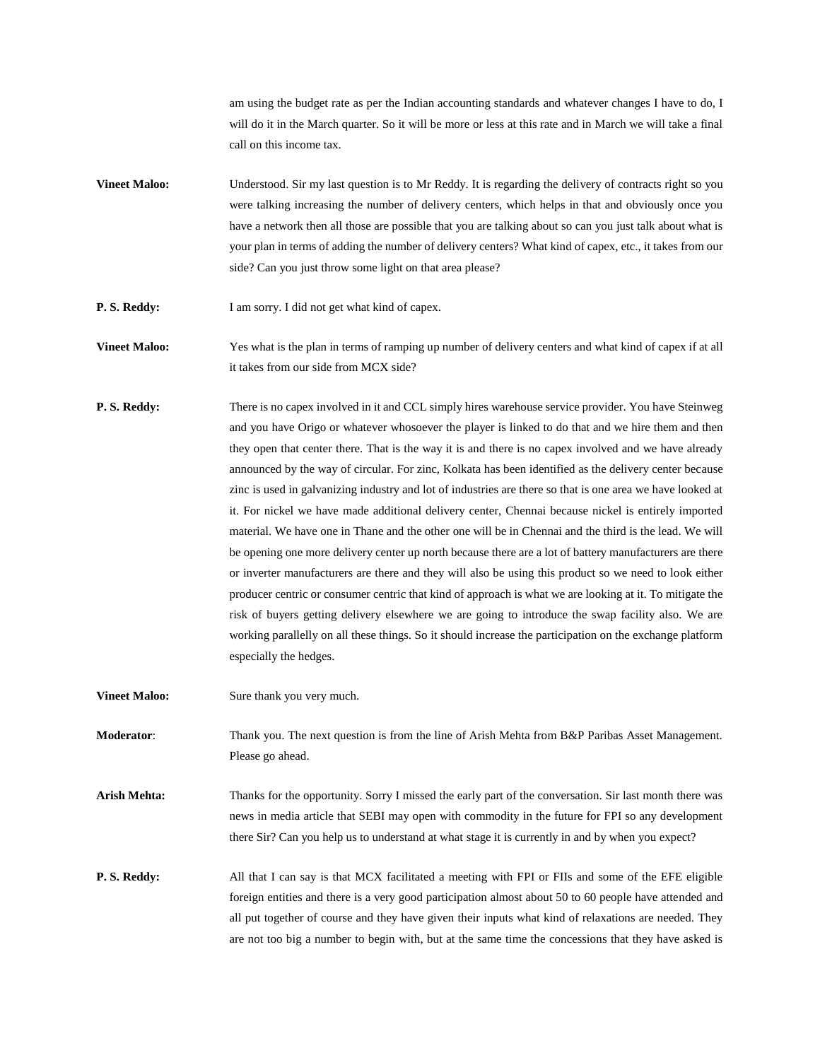am using the budget rate as per the Indian accounting standards and whatever changes I have to do, I will do it in the March quarter. So it will be more or less at this rate and in March we will take a final call on this income tax.

**Vineet Maloo:** Understood. Sir my last question is to Mr Reddy. It is regarding the delivery of contracts right so you were talking increasing the number of delivery centers, which helps in that and obviously once you have a network then all those are possible that you are talking about so can you just talk about what is your plan in terms of adding the number of delivery centers? What kind of capex, etc., it takes from our side? Can you just throw some light on that area please?

**P. S. Reddy:** I am sorry. I did not get what kind of capex.

**Vineet Maloo:** Yes what is the plan in terms of ramping up number of delivery centers and what kind of capex if at all it takes from our side from MCX side?

**P. S. Reddy:** There is no capex involved in it and CCL simply hires warehouse service provider. You have Steinweg and you have Origo or whatever whosoever the player is linked to do that and we hire them and then they open that center there. That is the way it is and there is no capex involved and we have already announced by the way of circular. For zinc, Kolkata has been identified as the delivery center because zinc is used in galvanizing industry and lot of industries are there so that is one area we have looked at it. For nickel we have made additional delivery center, Chennai because nickel is entirely imported material. We have one in Thane and the other one will be in Chennai and the third is the lead. We will be opening one more delivery center up north because there are a lot of battery manufacturers are there or inverter manufacturers are there and they will also be using this product so we need to look either producer centric or consumer centric that kind of approach is what we are looking at it. To mitigate the risk of buyers getting delivery elsewhere we are going to introduce the swap facility also. We are working parallelly on all these things. So it should increase the participation on the exchange platform especially the hedges.

**Vineet Maloo:** Sure thank you very much.

**Moderator**: Thank you. The next question is from the line of Arish Mehta from B&P Paribas Asset Management. Please go ahead.

**Arish Mehta:** Thanks for the opportunity. Sorry I missed the early part of the conversation. Sir last month there was news in media article that SEBI may open with commodity in the future for FPI so any development there Sir? Can you help us to understand at what stage it is currently in and by when you expect?

**P. S. Reddy:** All that I can say is that MCX facilitated a meeting with FPI or FIIs and some of the EFE eligible foreign entities and there is a very good participation almost about 50 to 60 people have attended and all put together of course and they have given their inputs what kind of relaxations are needed. They are not too big a number to begin with, but at the same time the concessions that they have asked is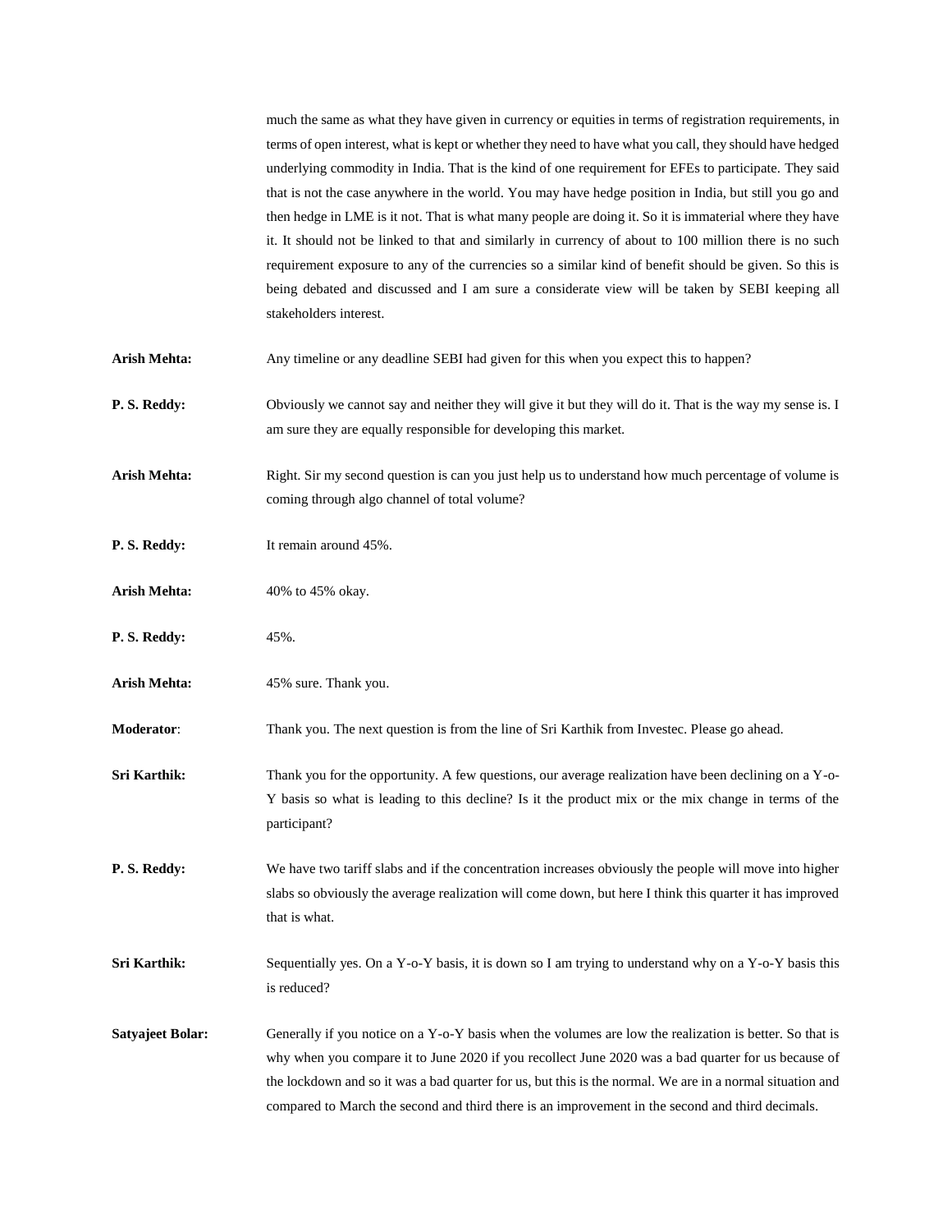much the same as what they have given in currency or equities in terms of registration requirements, in terms of open interest, what is kept or whether they need to have what you call, they should have hedged underlying commodity in India. That is the kind of one requirement for EFEs to participate. They said that is not the case anywhere in the world. You may have hedge position in India, but still you go and then hedge in LME is it not. That is what many people are doing it. So it is immaterial where they have it. It should not be linked to that and similarly in currency of about to 100 million there is no such requirement exposure to any of the currencies so a similar kind of benefit should be given. So this is being debated and discussed and I am sure a considerate view will be taken by SEBI keeping all stakeholders interest.

**Arish Mehta:** Any timeline or any deadline SEBI had given for this when you expect this to happen?

**P. S. Reddy:** Obviously we cannot say and neither they will give it but they will do it. That is the way my sense is. I am sure they are equally responsible for developing this market.

**Arish Mehta:** Right. Sir my second question is can you just help us to understand how much percentage of volume is coming through algo channel of total volume?

**P. S. Reddy:** It remain around 45%.

**Arish Mehta:** 40% to 45% okay.

**P. S. Reddy:** 45%.

**Arish Mehta:** 45% sure. Thank you.

**Moderator**: Thank you. The next question is from the line of Sri Karthik from Investec. Please go ahead.

**Sri Karthik:** Thank you for the opportunity. A few questions, our average realization have been declining on a Y-o-Y basis so what is leading to this decline? Is it the product mix or the mix change in terms of the participant?

**P. S. Reddy:** We have two tariff slabs and if the concentration increases obviously the people will move into higher slabs so obviously the average realization will come down, but here I think this quarter it has improved that is what.

**Sri Karthik:** Sequentially yes. On a Y-o-Y basis, it is down so I am trying to understand why on a Y-o-Y basis this is reduced?

**Satyajeet Bolar:** Generally if you notice on a Y-o-Y basis when the volumes are low the realization is better. So that is why when you compare it to June 2020 if you recollect June 2020 was a bad quarter for us because of the lockdown and so it was a bad quarter for us, but this is the normal. We are in a normal situation and compared to March the second and third there is an improvement in the second and third decimals.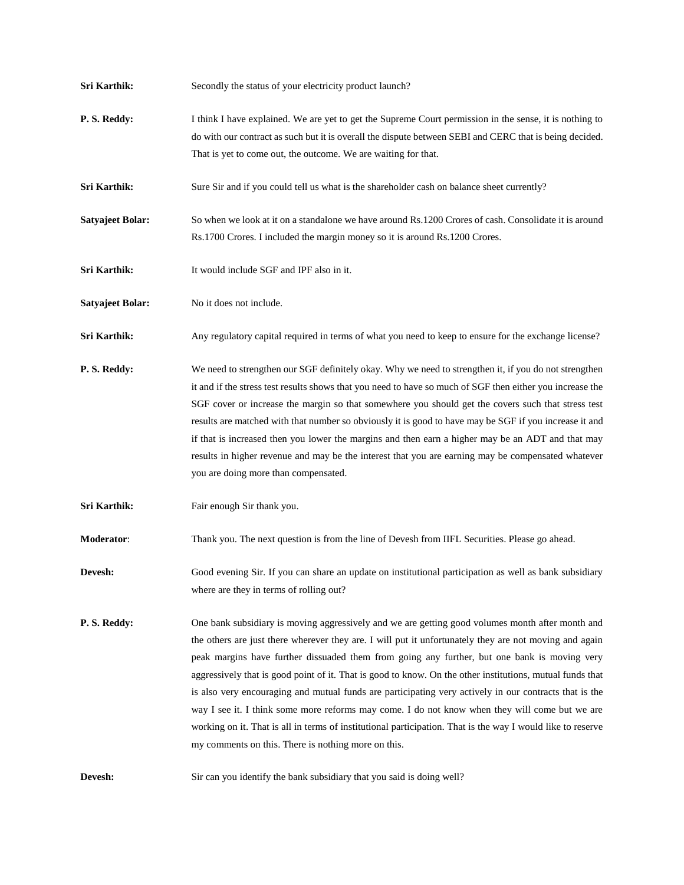**Sri Karthik:** Secondly the status of your electricity product launch?

**P. S. Reddy:** I think I have explained. We are yet to get the Supreme Court permission in the sense, it is nothing to do with our contract as such but it is overall the dispute between SEBI and CERC that is being decided. That is yet to come out, the outcome. We are waiting for that.

**Sri Karthik:** Sure Sir and if you could tell us what is the shareholder cash on balance sheet currently?

**Satyajeet Bolar:** So when we look at it on a standalone we have around Rs.1200 Crores of cash. Consolidate it is around Rs.1700 Crores. I included the margin money so it is around Rs.1200 Crores.

**Sri Karthik:** It would include SGF and IPF also in it.

**Satyajeet Bolar:** No it does not include.

**Sri Karthik:** Any regulatory capital required in terms of what you need to keep to ensure for the exchange license?

**P. S. Reddy:** We need to strengthen our SGF definitely okay. Why we need to strengthen it, if you do not strengthen it and if the stress test results shows that you need to have so much of SGF then either you increase the SGF cover or increase the margin so that somewhere you should get the covers such that stress test results are matched with that number so obviously it is good to have may be SGF if you increase it and if that is increased then you lower the margins and then earn a higher may be an ADT and that may results in higher revenue and may be the interest that you are earning may be compensated whatever you are doing more than compensated.

**Sri Karthik:** Fair enough Sir thank you.

**Moderator**: Thank you. The next question is from the line of Devesh from IIFL Securities. Please go ahead.

**Devesh:** Good evening Sir. If you can share an update on institutional participation as well as bank subsidiary where are they in terms of rolling out?

**P. S. Reddy:** One bank subsidiary is moving aggressively and we are getting good volumes month after month and the others are just there wherever they are. I will put it unfortunately they are not moving and again peak margins have further dissuaded them from going any further, but one bank is moving very aggressively that is good point of it. That is good to know. On the other institutions, mutual funds that is also very encouraging and mutual funds are participating very actively in our contracts that is the way I see it. I think some more reforms may come. I do not know when they will come but we are working on it. That is all in terms of institutional participation. That is the way I would like to reserve my comments on this. There is nothing more on this.

**Devesh:** Sir can you identify the bank subsidiary that you said is doing well?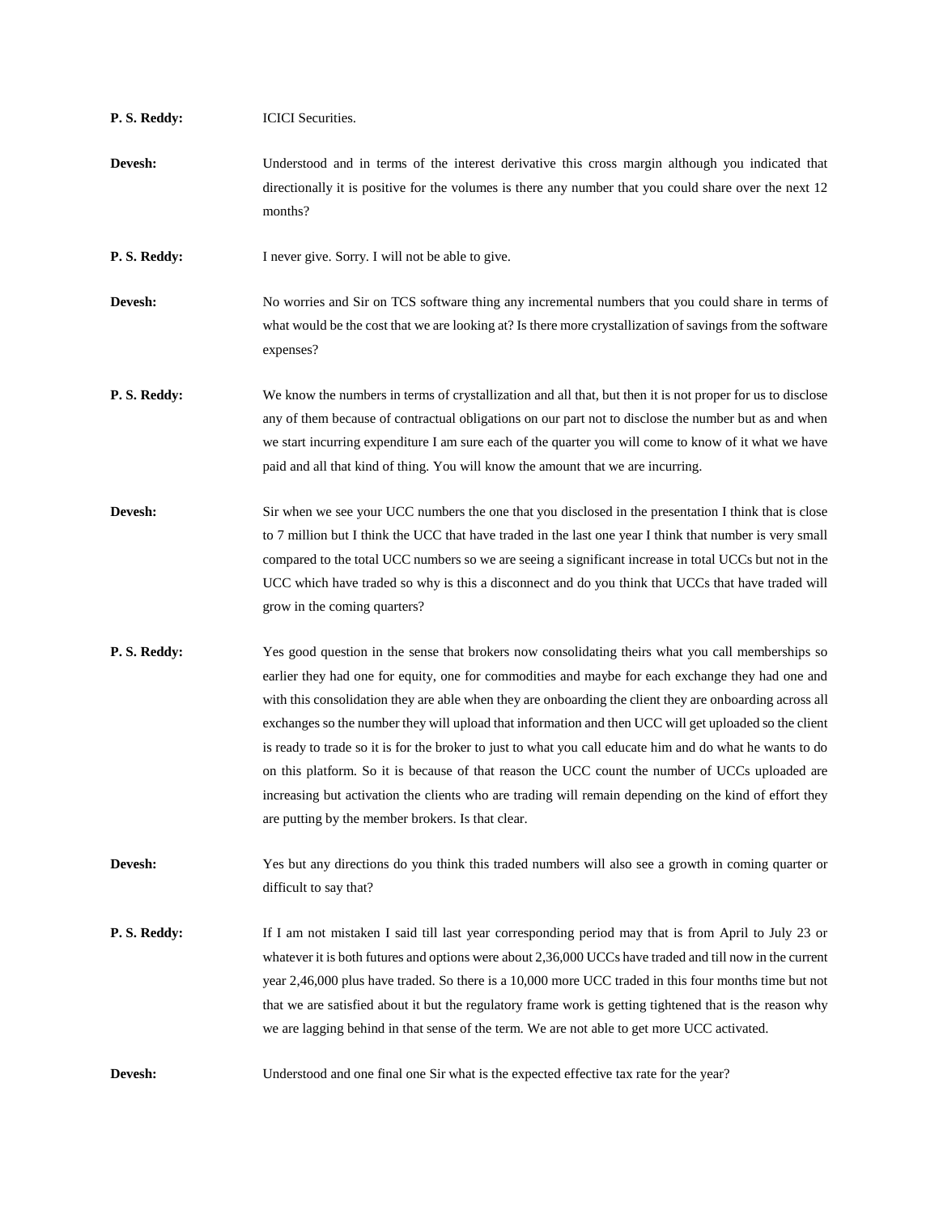**P. S. Reddy:** ICICI Securities.

**Devesh:** Understood and in terms of the interest derivative this cross margin although you indicated that directionally it is positive for the volumes is there any number that you could share over the next 12 months?

**P. S. Reddy:** I never give. Sorry. I will not be able to give.

**Devesh:** No worries and Sir on TCS software thing any incremental numbers that you could share in terms of what would be the cost that we are looking at? Is there more crystallization of savings from the software expenses?

**P. S. Reddy:** We know the numbers in terms of crystallization and all that, but then it is not proper for us to disclose any of them because of contractual obligations on our part not to disclose the number but as and when we start incurring expenditure I am sure each of the quarter you will come to know of it what we have paid and all that kind of thing. You will know the amount that we are incurring.

**Devesh:** Sir when we see your UCC numbers the one that you disclosed in the presentation I think that is close to 7 million but I think the UCC that have traded in the last one year I think that number is very small compared to the total UCC numbers so we are seeing a significant increase in total UCCs but not in the UCC which have traded so why is this a disconnect and do you think that UCCs that have traded will grow in the coming quarters?

**P. S. Reddy:** Yes good question in the sense that brokers now consolidating theirs what you call memberships so earlier they had one for equity, one for commodities and maybe for each exchange they had one and with this consolidation they are able when they are onboarding the client they are onboarding across all exchanges so the number they will upload that information and then UCC will get uploaded so the client is ready to trade so it is for the broker to just to what you call educate him and do what he wants to do on this platform. So it is because of that reason the UCC count the number of UCCs uploaded are increasing but activation the clients who are trading will remain depending on the kind of effort they are putting by the member brokers. Is that clear.

**Devesh:** Yes but any directions do you think this traded numbers will also see a growth in coming quarter or difficult to say that?

**P. S. Reddy:** If I am not mistaken I said till last year corresponding period may that is from April to July 23 or whatever it is both futures and options were about 2,36,000 UCCs have traded and till now in the current year 2,46,000 plus have traded. So there is a 10,000 more UCC traded in this four months time but not that we are satisfied about it but the regulatory frame work is getting tightened that is the reason why we are lagging behind in that sense of the term. We are not able to get more UCC activated.

**Devesh:** Understood and one final one Sir what is the expected effective tax rate for the year?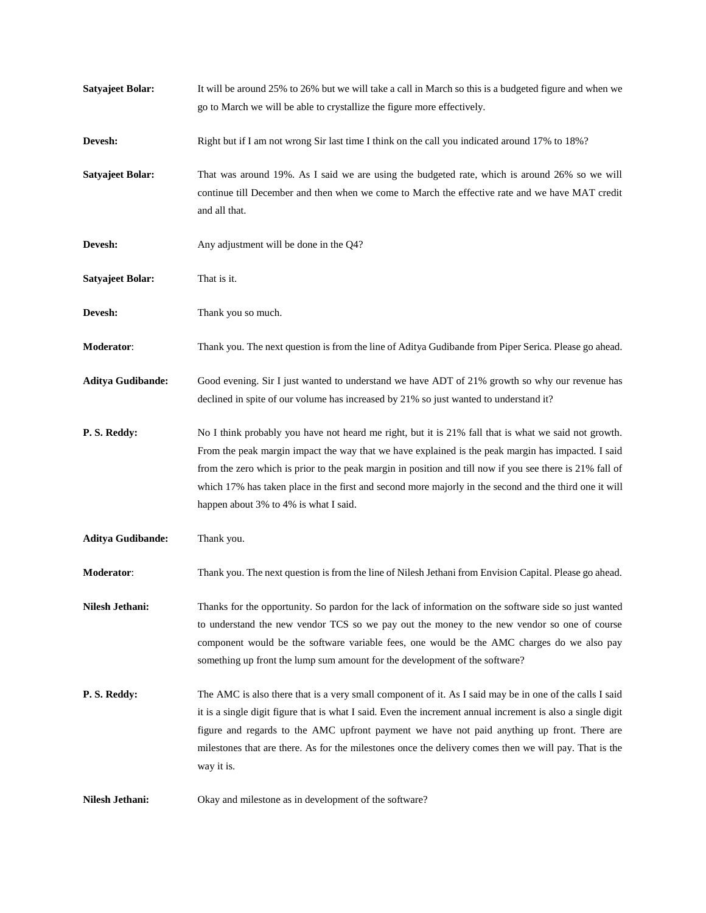**Satyajeet Bolar:** It will be around 25% to 26% but we will take a call in March so this is a budgeted figure and when we go to March we will be able to crystallize the figure more effectively.

**Devesh:** Right but if I am not wrong Sir last time I think on the call you indicated around 17% to 18%?

**Satyajeet Bolar:** That was around 19%. As I said we are using the budgeted rate, which is around 26% so we will continue till December and then when we come to March the effective rate and we have MAT credit and all that.

**Devesh:** Any adjustment will be done in the Q4?

**Satyajeet Bolar:** That is it.

**Devesh:** Thank you so much.

**Moderator**: Thank you. The next question is from the line of Aditya Gudibande from Piper Serica. Please go ahead.

**Aditya Gudibande:** Good evening. Sir I just wanted to understand we have ADT of 21% growth so why our revenue has declined in spite of our volume has increased by 21% so just wanted to understand it?

**P. S. Reddy:** No I think probably you have not heard me right, but it is 21% fall that is what we said not growth. From the peak margin impact the way that we have explained is the peak margin has impacted. I said from the zero which is prior to the peak margin in position and till now if you see there is 21% fall of which 17% has taken place in the first and second more majorly in the second and the third one it will happen about 3% to 4% is what I said.

**Aditya Gudibande:** Thank you.

**Moderator**: Thank you. The next question is from the line of Nilesh Jethani from Envision Capital. Please go ahead.

**Nilesh Jethani:** Thanks for the opportunity. So pardon for the lack of information on the software side so just wanted to understand the new vendor TCS so we pay out the money to the new vendor so one of course component would be the software variable fees, one would be the AMC charges do we also pay something up front the lump sum amount for the development of the software?

**P. S. Reddy:** The AMC is also there that is a very small component of it. As I said may be in one of the calls I said it is a single digit figure that is what I said. Even the increment annual increment is also a single digit figure and regards to the AMC upfront payment we have not paid anything up front. There are milestones that are there. As for the milestones once the delivery comes then we will pay. That is the way it is.

**Nilesh Jethani:** Okay and milestone as in development of the software?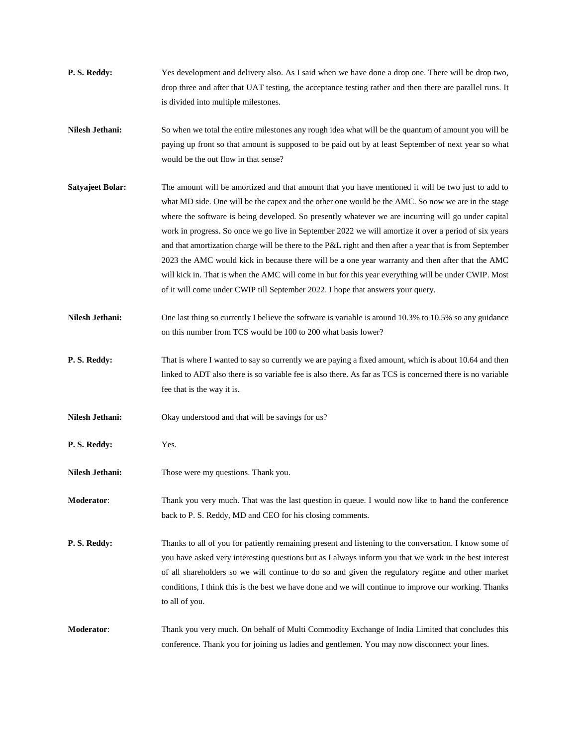**P. S. Reddy:** Yes development and delivery also. As I said when we have done a drop one. There will be drop two, drop three and after that UAT testing, the acceptance testing rather and then there are parallel runs. It is divided into multiple milestones.

**Nilesh Jethani:** So when we total the entire milestones any rough idea what will be the quantum of amount you will be paying up front so that amount is supposed to be paid out by at least September of next year so what would be the out flow in that sense?

**Satyajeet Bolar:** The amount will be amortized and that amount that you have mentioned it will be two just to add to what MD side. One will be the capex and the other one would be the AMC. So now we are in the stage where the software is being developed. So presently whatever we are incurring will go under capital work in progress. So once we go live in September 2022 we will amortize it over a period of six years and that amortization charge will be there to the P&L right and then after a year that is from September 2023 the AMC would kick in because there will be a one year warranty and then after that the AMC will kick in. That is when the AMC will come in but for this year everything will be under CWIP. Most of it will come under CWIP till September 2022. I hope that answers your query.

**Nilesh Jethani:** One last thing so currently I believe the software is variable is around 10.3% to 10.5% so any guidance on this number from TCS would be 100 to 200 what basis lower?

**P. S. Reddy:** That is where I wanted to say so currently we are paying a fixed amount, which is about 10.64 and then linked to ADT also there is so variable fee is also there. As far as TCS is concerned there is no variable fee that is the way it is.

**Nilesh Jethani:** Okay understood and that will be savings for us?

**P. S. Reddy:** Yes.

**Nilesh Jethani:** Those were my questions. Thank you.

**Moderator**: Thank you very much. That was the last question in queue. I would now like to hand the conference back to P. S. Reddy, MD and CEO for his closing comments.

**P. S. Reddy:** Thanks to all of you for patiently remaining present and listening to the conversation. I know some of you have asked very interesting questions but as I always inform you that we work in the best interest of all shareholders so we will continue to do so and given the regulatory regime and other market conditions, I think this is the best we have done and we will continue to improve our working. Thanks to all of you.

**Moderator**: Thank you very much. On behalf of Multi Commodity Exchange of India Limited that concludes this conference. Thank you for joining us ladies and gentlemen. You may now disconnect your lines.